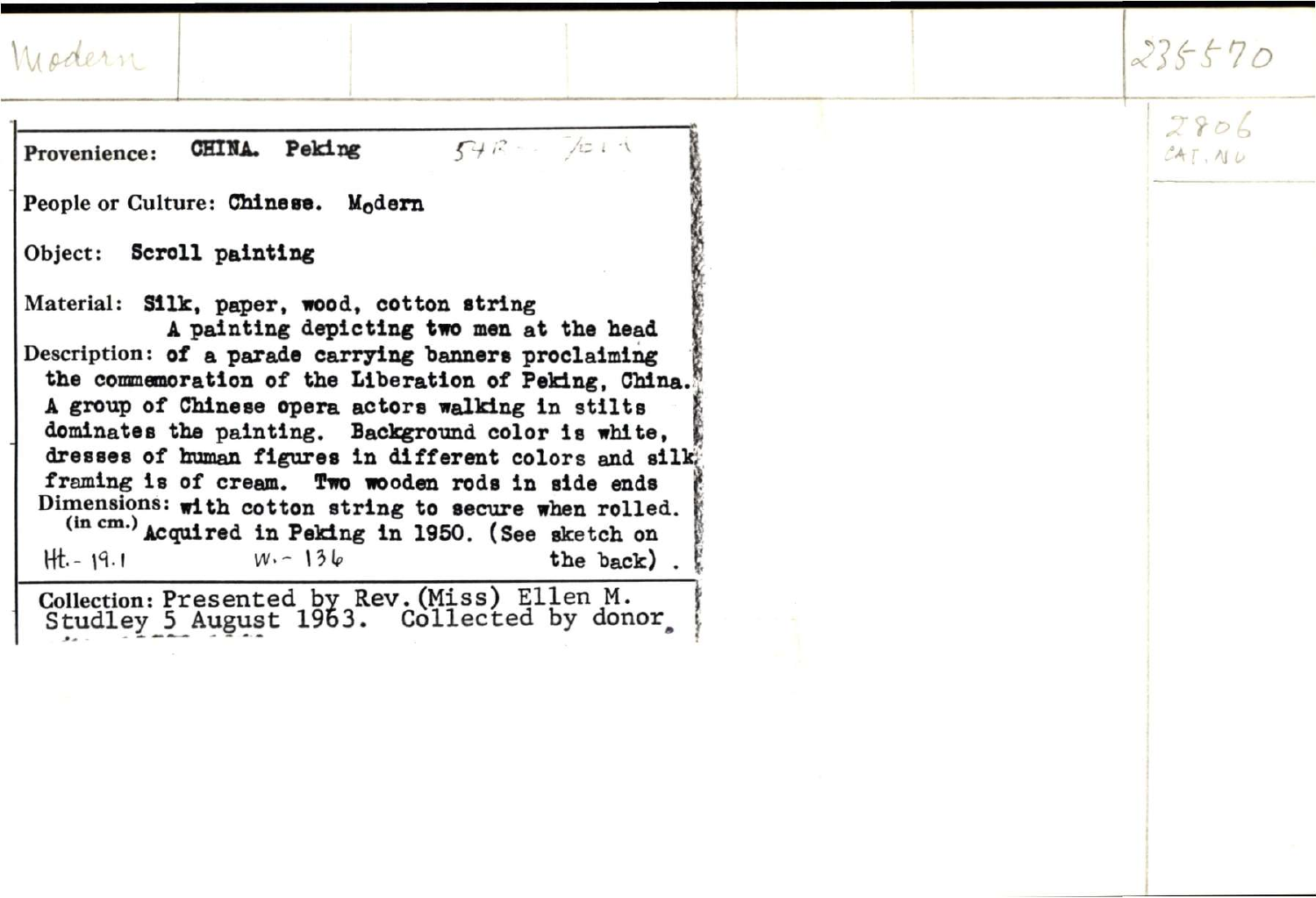Modern

235570

2806
CAT. NO

**Provenience:** CHINA. Peking 54R - 7/21 ?

**People or Culture:** Chinese. Modern

**Object:** Scroll painting

**Material:** Silk, paper, wood, cotton string

**Description:** A painting depicting two men at the head of a parade carrying banners proclaiming the commemoration of the Liberation of Peking, China. A group of Chinese opera actors walking in stilts dominates the painting. Background color is white, dresses of human figures in different colors and silk framing is of cream. Two wooden rods in side ends with cotton string to secure when rolled. Acquired in Peking in 1950. (See sketch on the back).

**Dimensions: (in cm.)** Ht. - 19.1 W. - 136

**Collection:** Presented by Rev. (Miss) Ellen M. Studley 5 August 1963. Collected by donor.